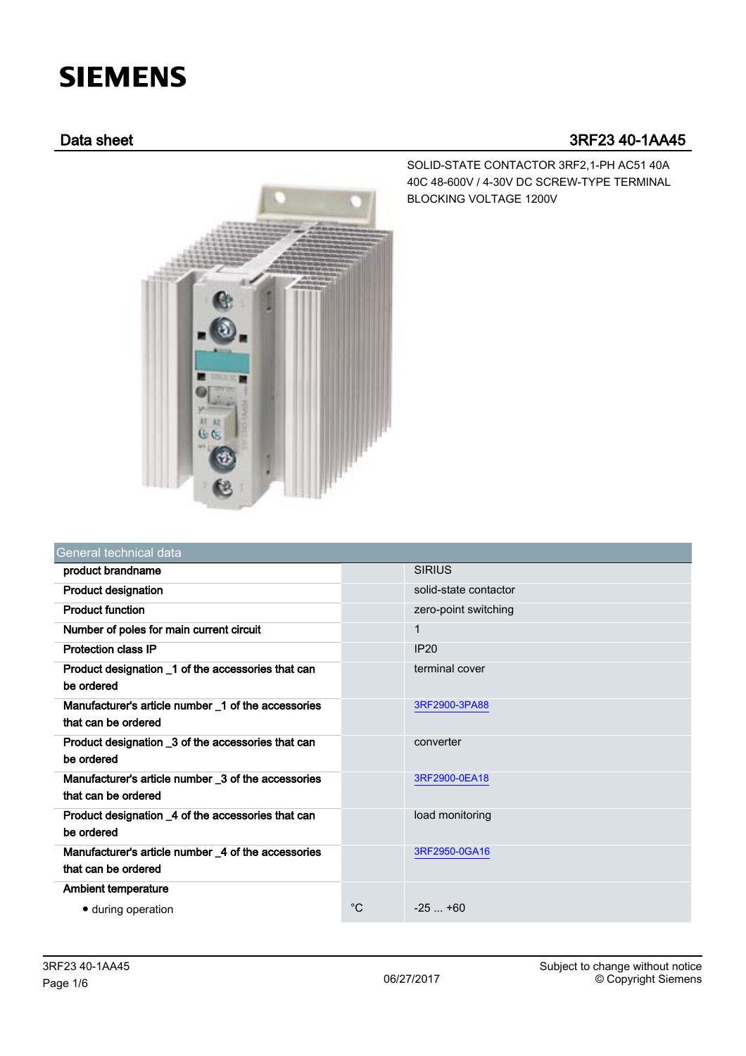# SIEMENS

## Data sheet — 3RF23 40-1AA45

SOLID-STATE CONTACTOR 3RF2,1-PH AC51 40A 40C 48-600V / 4-30V DC SCREW-TYPE TERMINAL BLOCKING VOLTAGE 1200V

| General technical data | | |
|---|---|---|
| product brandname | | SIRIUS |
| Product designation | | solid-state contactor |
| Product function | | zero-point switching |
| Number of poles for main current circuit | | 1 |
| Protection class IP | | IP20 |
| Product designation _1 of the accessories that can be ordered | | terminal cover |
| Manufacturer's article number _1 of the accessories that can be ordered | | 3RF2900-3PA88 |
| Product designation _3 of the accessories that can be ordered | | converter |
| Manufacturer's article number _3 of the accessories that can be ordered | | 3RF2900-0EA18 |
| Product designation _4 of the accessories that can be ordered | | load monitoring |
| Manufacturer's article number _4 of the accessories that can be ordered | | 3RF2950-0GA16 |
| Ambient temperature | | |
| • during operation | °C | -25 ... +60 |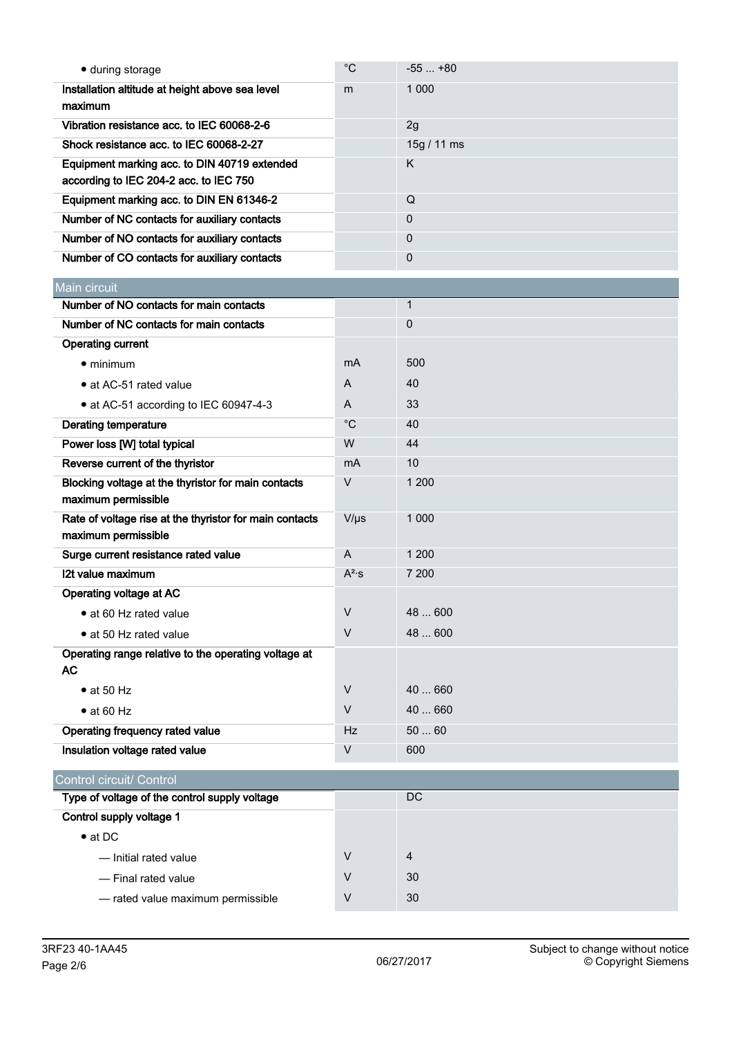| | | |
|---|---|---|
| • during storage | °C | -55 ... +80 |
| **Installation altitude at height above sea level maximum** | m | 1 000 |
| **Vibration resistance acc. to IEC 60068-2-6** | | 2g |
| **Shock resistance acc. to IEC 60068-2-27** | | 15g / 11 ms |
| **Equipment marking acc. to DIN 40719 extended according to IEC 204-2 acc. to IEC 750** | | K |
| **Equipment marking acc. to DIN EN 61346-2** | | Q |
| **Number of NC contacts for auxiliary contacts** | | 0 |
| **Number of NO contacts for auxiliary contacts** | | 0 |
| **Number of CO contacts for auxiliary contacts** | | 0 |

## Main circuit

| | | |
|---|---|---|
| **Number of NO contacts for main contacts** | | 1 |
| **Number of NC contacts for main contacts** | | 0 |
| **Operating current** | | |
| • minimum | mA | 500 |
| • at AC-51 rated value | A | 40 |
| • at AC-51 according to IEC 60947-4-3 | A | 33 |
| **Derating temperature** | °C | 40 |
| **Power loss [W] total typical** | W | 44 |
| **Reverse current of the thyristor** | mA | 10 |
| **Blocking voltage at the thyristor for main contacts maximum permissible** | V | 1 200 |
| **Rate of voltage rise at the thyristor for main contacts maximum permissible** | V/µs | 1 000 |
| **Surge current resistance rated value** | A | 1 200 |
| **I2t value maximum** | $A^2 \cdot s$ | 7 200 |
| **Operating voltage at AC** | | |
| • at 60 Hz rated value | V | 48 ... 600 |
| • at 50 Hz rated value | V | 48 ... 600 |
| **Operating range relative to the operating voltage at AC** | | |
| • at 50 Hz | V | 40 ... 660 |
| • at 60 Hz | V | 40 ... 660 |
| **Operating frequency rated value** | Hz | 50 ... 60 |
| **Insulation voltage rated value** | V | 600 |

## Control circuit/ Control

| | | |
|---|---|---|
| **Type of voltage of the control supply voltage** | | DC |
| **Control supply voltage 1** | | |
| • at DC | | |
| — Initial rated value | V | 4 |
| — Final rated value | V | 30 |
| — rated value maximum permissible | V | 30 |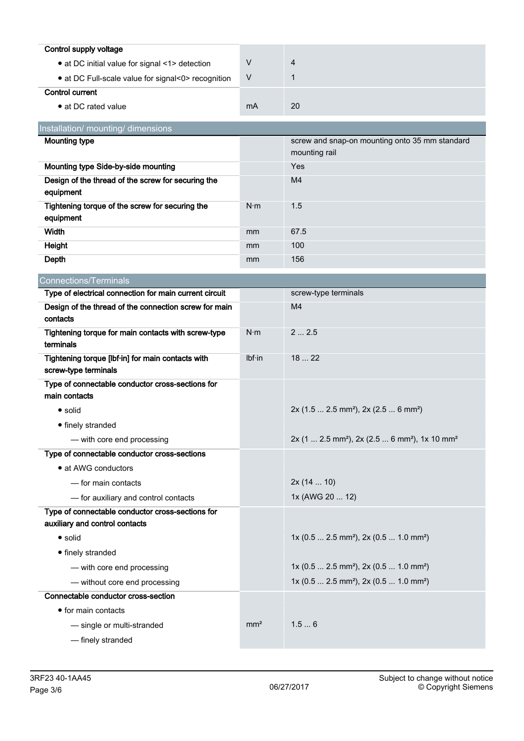| Control supply voltage | | |
|---|---|---|
| • at DC initial value for signal <1> detection | V | 4 |
| • at DC Full-scale value for signal<0> recognition | V | 1 |
| Control current | | |
| • at DC rated value | mA | 20 |

## Installation/ mounting/ dimensions

| | | |
|---|---|---|
| Mounting type | | screw and snap-on mounting onto 35 mm standard mounting rail |
| Mounting type Side-by-side mounting | | Yes |
| Design of the thread of the screw for securing the equipment | | M4 |
| Tightening torque of the screw for securing the equipment | N·m | 1.5 |
| Width | mm | 67.5 |
| Height | mm | 100 |
| Depth | mm | 156 |

## Connections/Terminals

| | | |
|---|---|---|
| Type of electrical connection for main current circuit | | screw-type terminals |
| Design of the thread of the connection screw for main contacts | | M4 |
| Tightening torque for main contacts with screw-type terminals | N·m | 2 ... 2.5 |
| Tightening torque [lbf·in] for main contacts with screw-type terminals | lbf·in | 18 ... 22 |
| Type of connectable conductor cross-sections for main contacts | | |
| • solid | | 2x (1.5 ... 2.5 mm²), 2x (2.5 ... 6 mm²) |
| • finely stranded | | |
| — with core end processing | | 2x (1 ... 2.5 mm²), 2x (2.5 ... 6 mm²), 1x 10 mm² |
| Type of connectable conductor cross-sections | | |
| • at AWG conductors | | |
| — for main contacts | | 2x (14 ... 10) |
| — for auxiliary and control contacts | | 1x (AWG 20 ... 12) |
| Type of connectable conductor cross-sections for auxiliary and control contacts | | |
| • solid | | 1x (0.5 ... 2.5 mm²), 2x (0.5 ... 1.0 mm²) |
| • finely stranded | | |
| — with core end processing | | 1x (0.5 ... 2.5 mm²), 2x (0.5 ... 1.0 mm²) |
| — without core end processing | | 1x (0.5 ... 2.5 mm²), 2x (0.5 ... 1.0 mm²) |
| Connectable conductor cross-section | | |
| • for main contacts | | |
| — single or multi-stranded | mm² | 1.5 ... 6 |
| — finely stranded | | |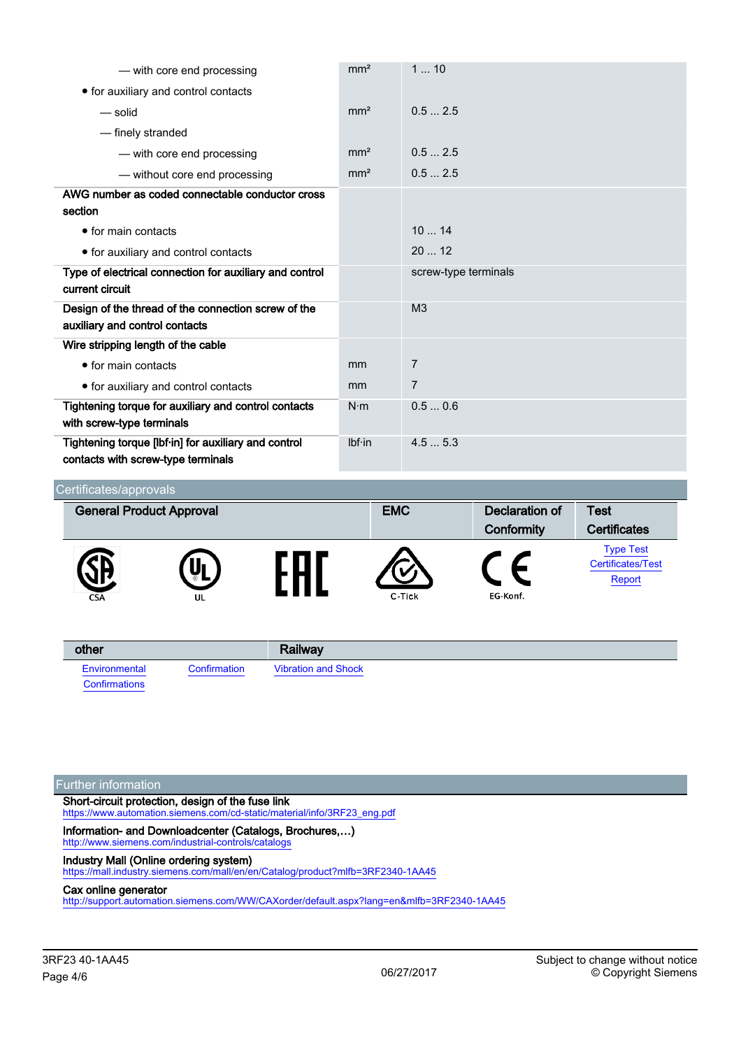| | | |
|---|---|---|
| — with core end processing | mm² | 1 ... 10 |
| • for auxiliary and control contacts | | |
| — solid | mm² | 0.5 ... 2.5 |
| — finely stranded | | |
| — with core end processing | mm² | 0.5 ... 2.5 |
| — without core end processing | mm² | 0.5 ... 2.5 |
| **AWG number as coded connectable conductor cross section** | | |
| • for main contacts | | 10 ... 14 |
| • for auxiliary and control contacts | | 20 ... 12 |
| **Type of electrical connection for auxiliary and control current circuit** | | screw-type terminals |
| **Design of the thread of the connection screw of the auxiliary and control contacts** | | M3 |
| **Wire stripping length of the cable** | | |
| • for main contacts | mm | 7 |
| • for auxiliary and control contacts | mm | 7 |
| **Tightening torque for auxiliary and control contacts with screw-type terminals** | N·m | 0.5 ... 0.6 |
| **Tightening torque [lbf·in] for auxiliary and control contacts with screw-type terminals** | lbf·in | 4.5 ... 5.3 |

## Certificates/approvals

| General Product Approval | | | EMC | Declaration of Conformity | Test Certificates |
|---|---|---|---|---|---|
| CSA | UL | EAC | C-Tick | EG-Konf. | Type Test Certificates/Test Report |

| other | | Railway |
|---|---|---|
| Environmental Confirmations | Confirmation | Vibration and Shock |

## Further information

**Short-circuit protection, design of the fuse link**
https://www.automation.siemens.com/cd-static/material/info/3RF23_eng.pdf

**Information- and Downloadcenter (Catalogs, Brochures,…)**
http://www.siemens.com/industrial-controls/catalogs

**Industry Mall (Online ordering system)**
https://mall.industry.siemens.com/mall/en/en/Catalog/product?mlfb=3RF2340-1AA45

**Cax online generator**
http://support.automation.siemens.com/WW/CAXorder/default.aspx?lang=en&mlfb=3RF2340-1AA45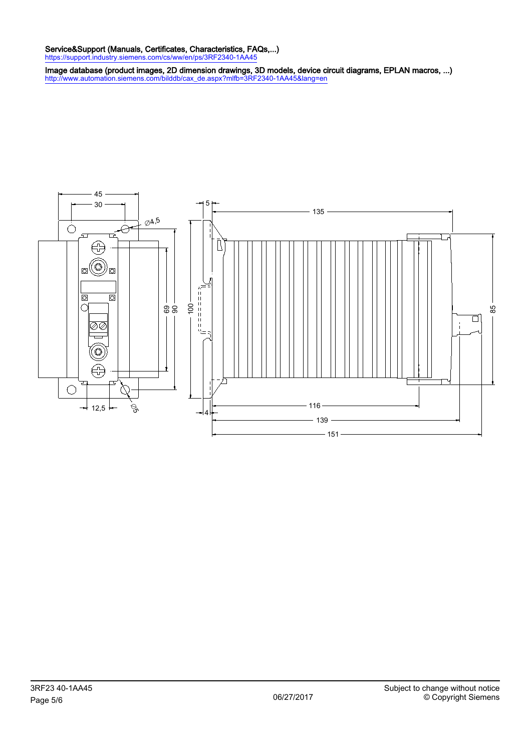**Service&Support (Manuals, Certificates, Characteristics, FAQs,...)**
https://support.industry.siemens.com/cs/ww/en/ps/3RF2340-1AA45

**Image database (product images, 2D dimension drawings, 3D models, device circuit diagrams, EPLAN macros, ...)**
http://www.automation.siemens.com/bilddb/cax_de.aspx?mlfb=3RF2340-1AA45&lang=en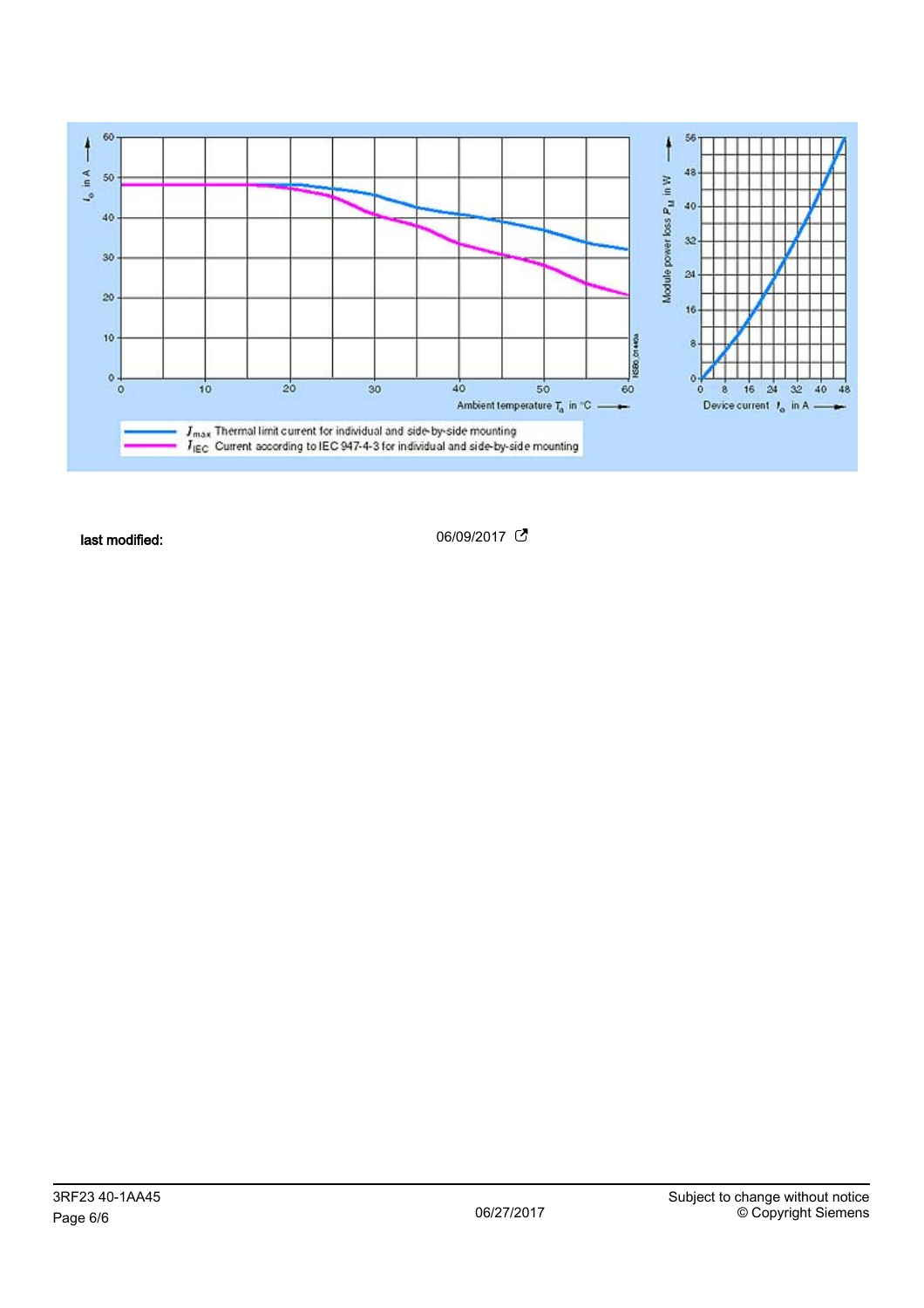$I_e$ in A

60
50
40
30
20
10
0

0 10 20 30 40 50 60

Ambient temperature $T_a$ in °C

NSB0_01466a

Module power loss $P_M$ in W

56
48
40
32
24
16
8
0

0 8 16 24 32 40 48

Device current $I_e$ in A

$I_{max}$ Thermal limit current for individual and side-by-side mounting

$I_{IEC}$ Current according to IEC 947-4-3 for individual and side-by-side mounting

**last modified:** 06/09/2017

3RF23 40-1AA45

06/27/2017

Subject to change without notice

© Copyright Siemens